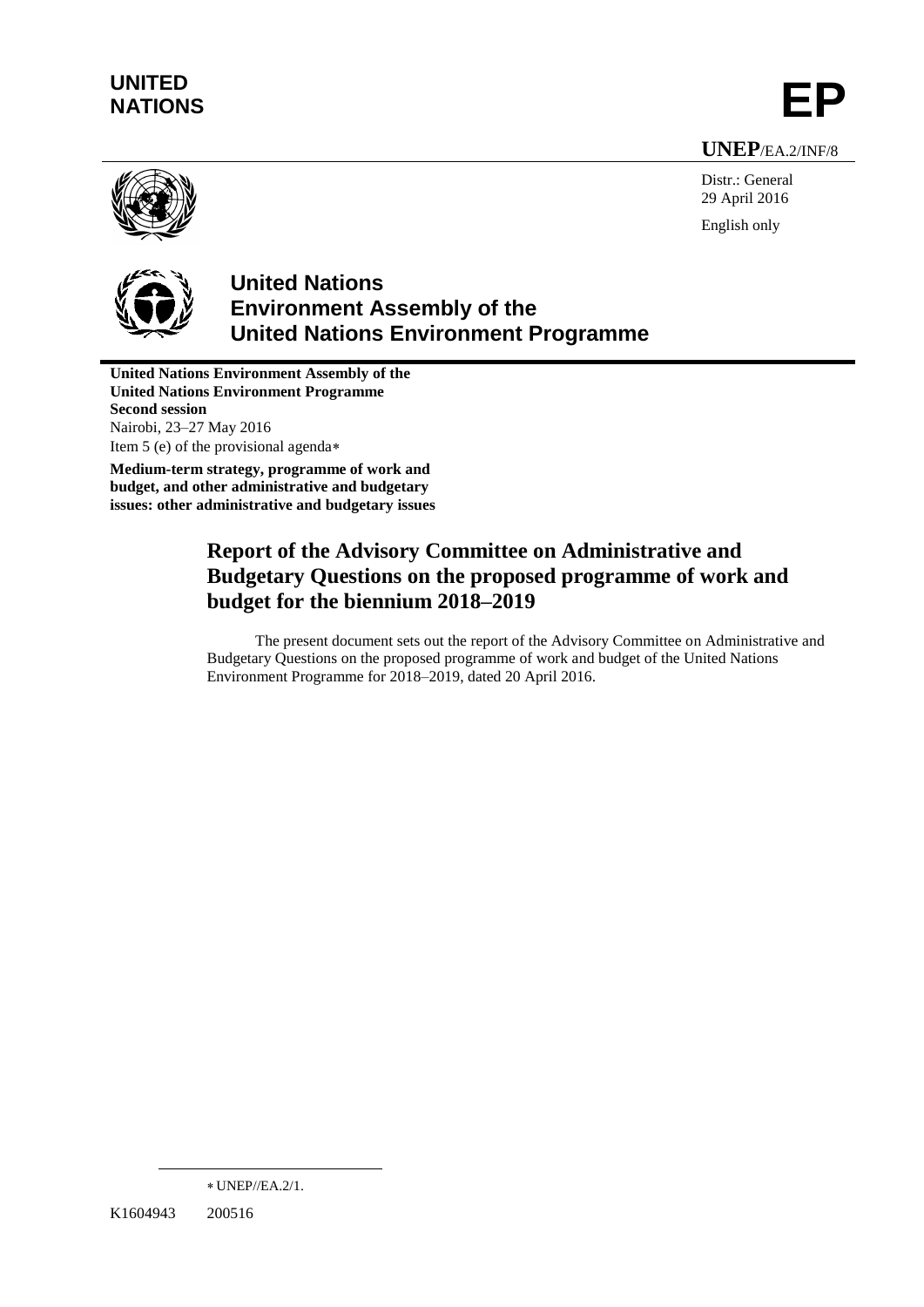**UNITED NATIONS**

# EP

**UNEP**/EA.2/INF/8

Distr.: General
29 April 2016

English only

## United Nations Environment Assembly of the United Nations Environment Programme

**United Nations Environment Assembly of the United Nations Environment Programme**
**Second session**
Nairobi, 23–27 May 2016
Item 5 (e) of the provisional agenda*

**Medium-term strategy, programme of work and budget, and other administrative and budgetary issues: other administrative and budgetary issues**

# Report of the Advisory Committee on Administrative and Budgetary Questions on the proposed programme of work and budget for the biennium 2018–2019

The present document sets out the report of the Advisory Committee on Administrative and Budgetary Questions on the proposed programme of work and budget of the United Nations Environment Programme for 2018–2019, dated 20 April 2016.

* UNEP//EA.2/1.

K1604943 200516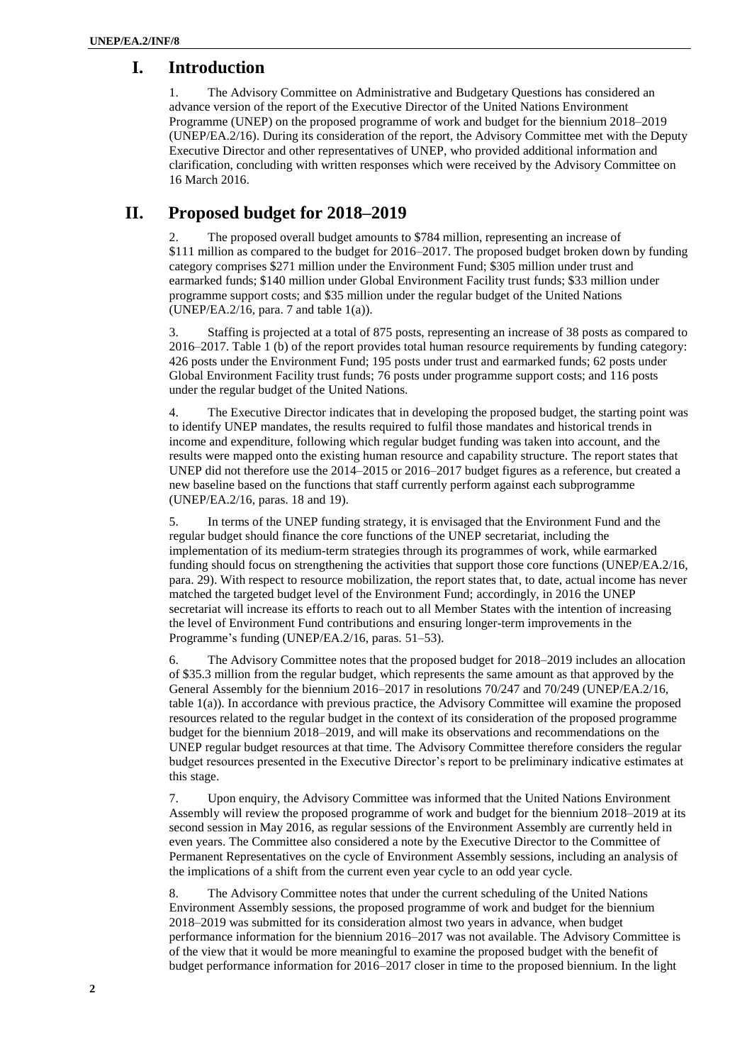# I. Introduction

1. The Advisory Committee on Administrative and Budgetary Questions has considered an advance version of the report of the Executive Director of the United Nations Environment Programme (UNEP) on the proposed programme of work and budget for the biennium 2018–2019 (UNEP/EA.2/16). During its consideration of the report, the Advisory Committee met with the Deputy Executive Director and other representatives of UNEP, who provided additional information and clarification, concluding with written responses which were received by the Advisory Committee on 16 March 2016.

# II. Proposed budget for 2018–2019

2. The proposed overall budget amounts to $784 million, representing an increase of $111 million as compared to the budget for 2016–2017. The proposed budget broken down by funding category comprises $271 million under the Environment Fund; $305 million under trust and earmarked funds; $140 million under Global Environment Facility trust funds; $33 million under programme support costs; and $35 million under the regular budget of the United Nations (UNEP/EA.2/16, para. 7 and table 1(a)).

3. Staffing is projected at a total of 875 posts, representing an increase of 38 posts as compared to 2016–2017. Table 1 (b) of the report provides total human resource requirements by funding category: 426 posts under the Environment Fund; 195 posts under trust and earmarked funds; 62 posts under Global Environment Facility trust funds; 76 posts under programme support costs; and 116 posts under the regular budget of the United Nations.

4. The Executive Director indicates that in developing the proposed budget, the starting point was to identify UNEP mandates, the results required to fulfil those mandates and historical trends in income and expenditure, following which regular budget funding was taken into account, and the results were mapped onto the existing human resource and capability structure. The report states that UNEP did not therefore use the 2014–2015 or 2016–2017 budget figures as a reference, but created a new baseline based on the functions that staff currently perform against each subprogramme (UNEP/EA.2/16, paras. 18 and 19).

5. In terms of the UNEP funding strategy, it is envisaged that the Environment Fund and the regular budget should finance the core functions of the UNEP secretariat, including the implementation of its medium-term strategies through its programmes of work, while earmarked funding should focus on strengthening the activities that support those core functions (UNEP/EA.2/16, para. 29). With respect to resource mobilization, the report states that, to date, actual income has never matched the targeted budget level of the Environment Fund; accordingly, in 2016 the UNEP secretariat will increase its efforts to reach out to all Member States with the intention of increasing the level of Environment Fund contributions and ensuring longer-term improvements in the Programme's funding (UNEP/EA.2/16, paras. 51–53).

6. The Advisory Committee notes that the proposed budget for 2018–2019 includes an allocation of $35.3 million from the regular budget, which represents the same amount as that approved by the General Assembly for the biennium 2016–2017 in resolutions 70/247 and 70/249 (UNEP/EA.2/16, table 1(a)). In accordance with previous practice, the Advisory Committee will examine the proposed resources related to the regular budget in the context of its consideration of the proposed programme budget for the biennium 2018–2019, and will make its observations and recommendations on the UNEP regular budget resources at that time. The Advisory Committee therefore considers the regular budget resources presented in the Executive Director's report to be preliminary indicative estimates at this stage.

7. Upon enquiry, the Advisory Committee was informed that the United Nations Environment Assembly will review the proposed programme of work and budget for the biennium 2018–2019 at its second session in May 2016, as regular sessions of the Environment Assembly are currently held in even years. The Committee also considered a note by the Executive Director to the Committee of Permanent Representatives on the cycle of Environment Assembly sessions, including an analysis of the implications of a shift from the current even year cycle to an odd year cycle.

8. The Advisory Committee notes that under the current scheduling of the United Nations Environment Assembly sessions, the proposed programme of work and budget for the biennium 2018–2019 was submitted for its consideration almost two years in advance, when budget performance information for the biennium 2016–2017 was not available. The Advisory Committee is of the view that it would be more meaningful to examine the proposed budget with the benefit of budget performance information for 2016–2017 closer in time to the proposed biennium. In the light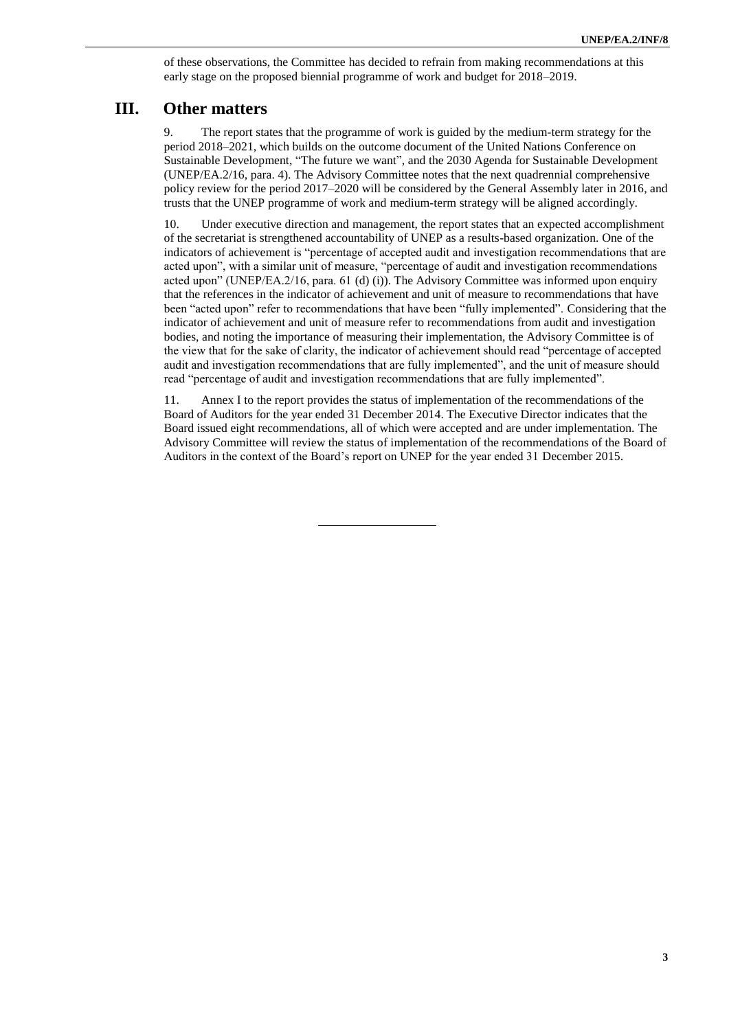of these observations, the Committee has decided to refrain from making recommendations at this early stage on the proposed biennial programme of work and budget for 2018–2019.

# III. Other matters

9. The report states that the programme of work is guided by the medium-term strategy for the period 2018–2021, which builds on the outcome document of the United Nations Conference on Sustainable Development, "The future we want", and the 2030 Agenda for Sustainable Development (UNEP/EA.2/16, para. 4). The Advisory Committee notes that the next quadrennial comprehensive policy review for the period 2017–2020 will be considered by the General Assembly later in 2016, and trusts that the UNEP programme of work and medium-term strategy will be aligned accordingly.

10. Under executive direction and management, the report states that an expected accomplishment of the secretariat is strengthened accountability of UNEP as a results-based organization. One of the indicators of achievement is "percentage of accepted audit and investigation recommendations that are acted upon", with a similar unit of measure, "percentage of audit and investigation recommendations acted upon" (UNEP/EA.2/16, para. 61 (d) (i)). The Advisory Committee was informed upon enquiry that the references in the indicator of achievement and unit of measure to recommendations that have been "acted upon" refer to recommendations that have been "fully implemented". Considering that the indicator of achievement and unit of measure refer to recommendations from audit and investigation bodies, and noting the importance of measuring their implementation, the Advisory Committee is of the view that for the sake of clarity, the indicator of achievement should read "percentage of accepted audit and investigation recommendations that are fully implemented", and the unit of measure should read "percentage of audit and investigation recommendations that are fully implemented".

11. Annex I to the report provides the status of implementation of the recommendations of the Board of Auditors for the year ended 31 December 2014. The Executive Director indicates that the Board issued eight recommendations, all of which were accepted and are under implementation. The Advisory Committee will review the status of implementation of the recommendations of the Board of Auditors in the context of the Board's report on UNEP for the year ended 31 December 2015.